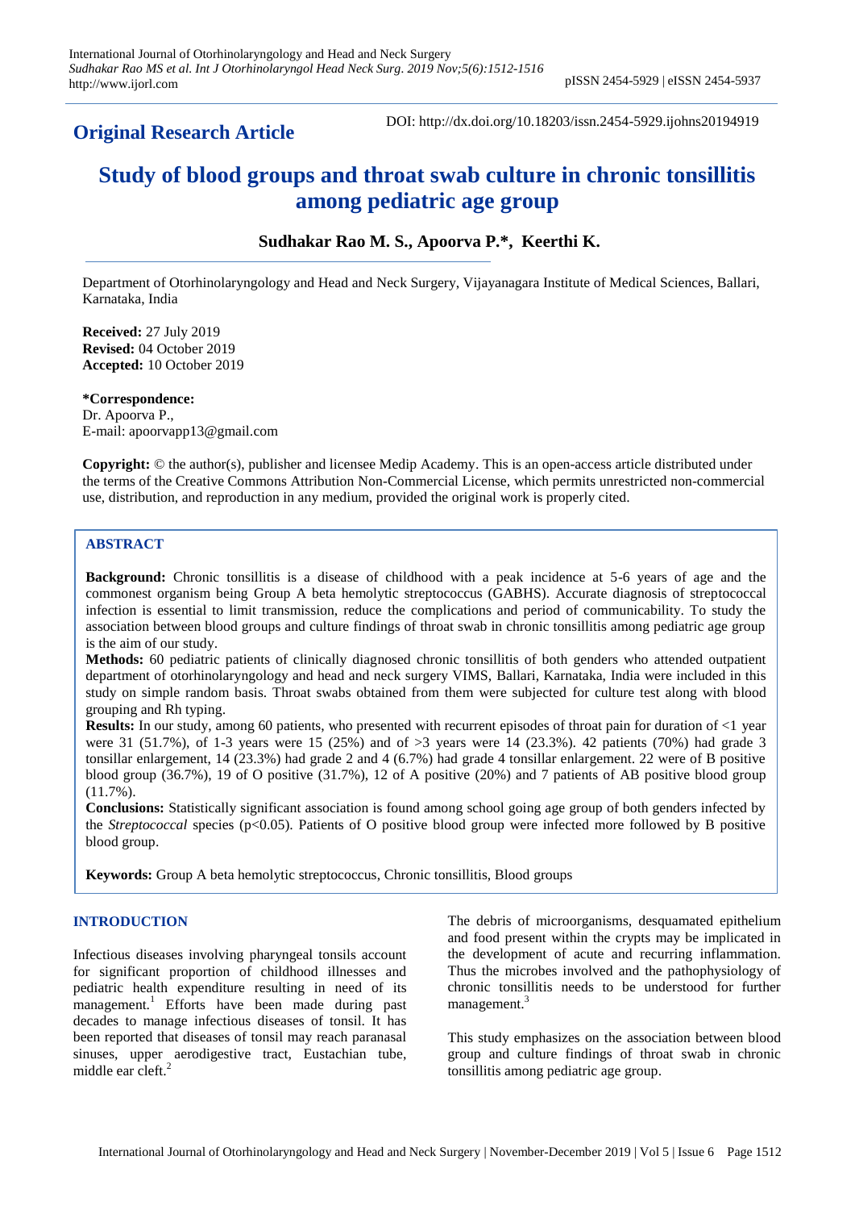**Original Research Article**

DOI: http://dx.doi.org/10.18203/issn.2454-5929.ijohns20194919

# Study of blood groups and throat swab culture in chronic tonsillitis among pediatric age group

**Sudhakar Rao M. S., Apoorva P.\*, Keerthi K.**

Department of Otorhinolaryngology and Head and Neck Surgery, Vijayanagara Institute of Medical Sciences, Ballari, Karnataka, India

**Received:** 27 July 2019
**Revised:** 04 October 2019
**Accepted:** 10 October 2019

**\*Correspondence:**
Dr. Apoorva P.,
E-mail: apoorvapp13@gmail.com

**Copyright:** © the author(s), publisher and licensee Medip Academy. This is an open-access article distributed under the terms of the Creative Commons Attribution Non-Commercial License, which permits unrestricted non-commercial use, distribution, and reproduction in any medium, provided the original work is properly cited.

## ABSTRACT

**Background:** Chronic tonsillitis is a disease of childhood with a peak incidence at 5-6 years of age and the commonest organism being Group A beta hemolytic streptococcus (GABHS). Accurate diagnosis of streptococcal infection is essential to limit transmission, reduce the complications and period of communicability. To study the association between blood groups and culture findings of throat swab in chronic tonsillitis among pediatric age group is the aim of our study.

**Methods:** 60 pediatric patients of clinically diagnosed chronic tonsillitis of both genders who attended outpatient department of otorhinolaryngology and head and neck surgery VIMS, Ballari, Karnataka, India were included in this study on simple random basis. Throat swabs obtained from them were subjected for culture test along with blood grouping and Rh typing.

**Results:** In our study, among 60 patients, who presented with recurrent episodes of throat pain for duration of <1 year were 31 (51.7%), of 1-3 years were 15 (25%) and of >3 years were 14 (23.3%). 42 patients (70%) had grade 3 tonsillar enlargement, 14 (23.3%) had grade 2 and 4 (6.7%) had grade 4 tonsillar enlargement. 22 were of B positive blood group (36.7%), 19 of O positive (31.7%), 12 of A positive (20%) and 7 patients of AB positive blood group (11.7%).

**Conclusions:** Statistically significant association is found among school going age group of both genders infected by the *Streptococcal* species ($p<0.05$). Patients of O positive blood group were infected more followed by B positive blood group.

**Keywords:** Group A beta hemolytic streptococcus, Chronic tonsillitis, Blood groups

## INTRODUCTION

Infectious diseases involving pharyngeal tonsils account for significant proportion of childhood illnesses and pediatric health expenditure resulting in need of its management.[1] Efforts have been made during past decades to manage infectious diseases of tonsil. It has been reported that diseases of tonsil may reach paranasal sinuses, upper aerodigestive tract, Eustachian tube, middle ear cleft.[2]

The debris of microorganisms, desquamated epithelium and food present within the crypts may be implicated in the development of acute and recurring inflammation. Thus the microbes involved and the pathophysiology of chronic tonsillitis needs to be understood for further management.[3]

This study emphasizes on the association between blood group and culture findings of throat swab in chronic tonsillitis among pediatric age group.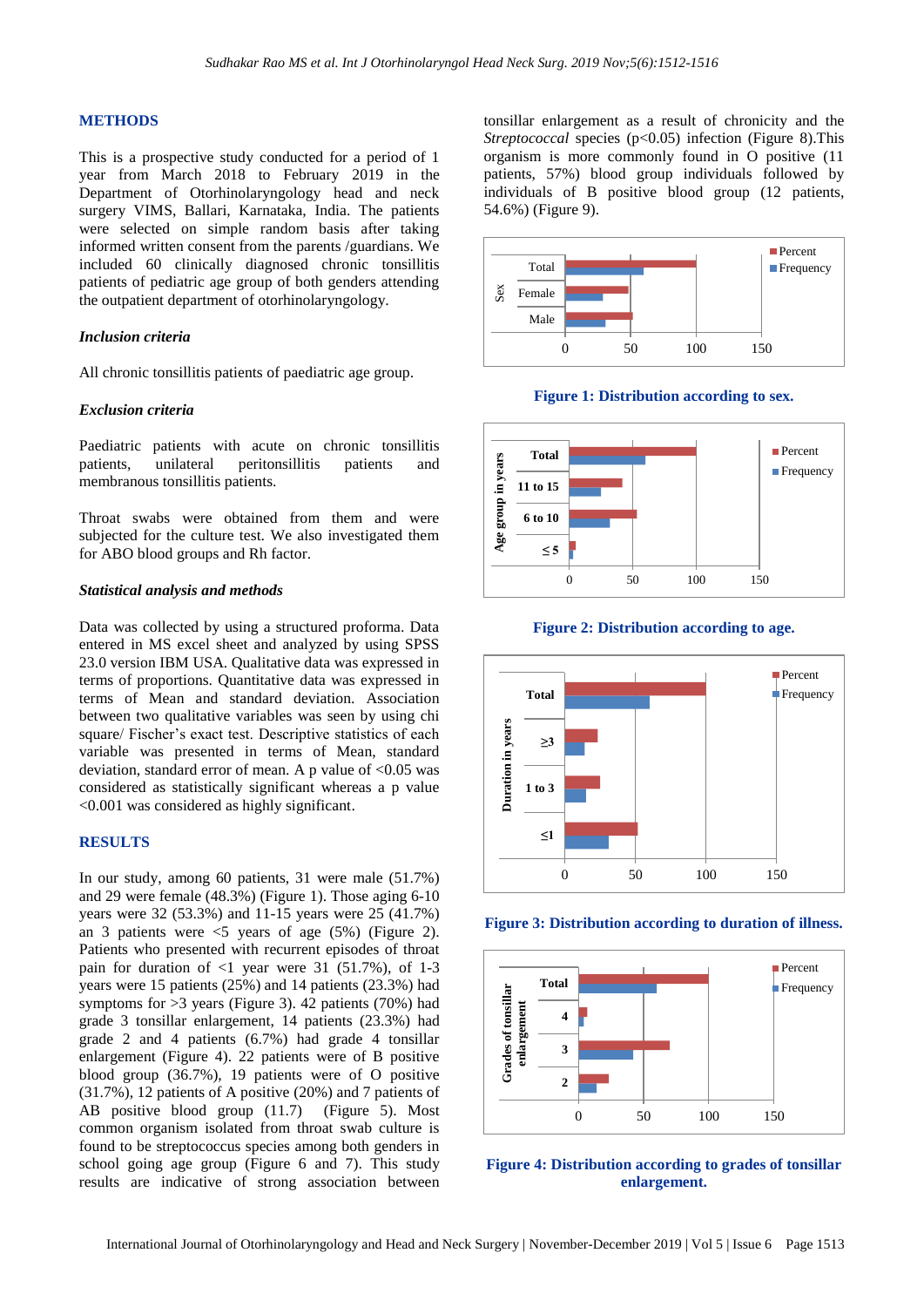## METHODS

This is a prospective study conducted for a period of 1 year from March 2018 to February 2019 in the Department of Otorhinolaryngology head and neck surgery VIMS, Ballari, Karnataka, India. The patients were selected on simple random basis after taking informed written consent from the parents /guardians. We included 60 clinically diagnosed chronic tonsillitis patients of pediatric age group of both genders attending the outpatient department of otorhinolaryngology.

### *Inclusion criteria*

All chronic tonsillitis patients of paediatric age group.

### *Exclusion criteria*

Paediatric patients with acute on chronic tonsillitis patients, unilateral peritonsillitis patients and membranous tonsillitis patients.

Throat swabs were obtained from them and were subjected for the culture test. We also investigated them for ABO blood groups and Rh factor.

### *Statistical analysis and methods*

Data was collected by using a structured proforma. Data entered in MS excel sheet and analyzed by using SPSS 23.0 version IBM USA. Qualitative data was expressed in terms of proportions. Quantitative data was expressed in terms of Mean and standard deviation. Association between two qualitative variables was seen by using chi square/ Fischer's exact test. Descriptive statistics of each variable was presented in terms of Mean, standard deviation, standard error of mean. A p value of <0.05 was considered as statistically significant whereas a p value <0.001 was considered as highly significant.

## RESULTS

In our study, among 60 patients, 31 were male (51.7%) and 29 were female (48.3%) (Figure 1). Those aging 6-10 years were 32 (53.3%) and 11-15 years were 25 (41.7%) an 3 patients were <5 years of age (5%) (Figure 2). Patients who presented with recurrent episodes of throat pain for duration of <1 year were 31 (51.7%), of 1-3 years were 15 patients (25%) and 14 patients (23.3%) had symptoms for >3 years (Figure 3). 42 patients (70%) had grade 3 tonsillar enlargement, 14 patients (23.3%) had grade 2 and 4 patients (6.7%) had grade 4 tonsillar enlargement (Figure 4). 22 patients were of B positive blood group (36.7%), 19 patients were of O positive (31.7%), 12 patients of A positive (20%) and 7 patients of AB positive blood group (11.7) (Figure 5). Most common organism isolated from throat swab culture is found to be streptococcus species among both genders in school going age group (Figure 6 and 7). This study results are indicative of strong association between tonsillar enlargement as a result of chronicity and the *Streptococcal* species ($p<0.05$) infection (Figure 8).This organism is more commonly found in O positive (11 patients, 57%) blood group individuals followed by individuals of B positive blood group (12 patients, 54.6%) (Figure 9).

**Figure 1: Distribution according to sex.**

**Figure 2: Distribution according to age.**

**Figure 3: Distribution according to duration of illness.**

**Figure 4: Distribution according to grades of tonsillar enlargement.**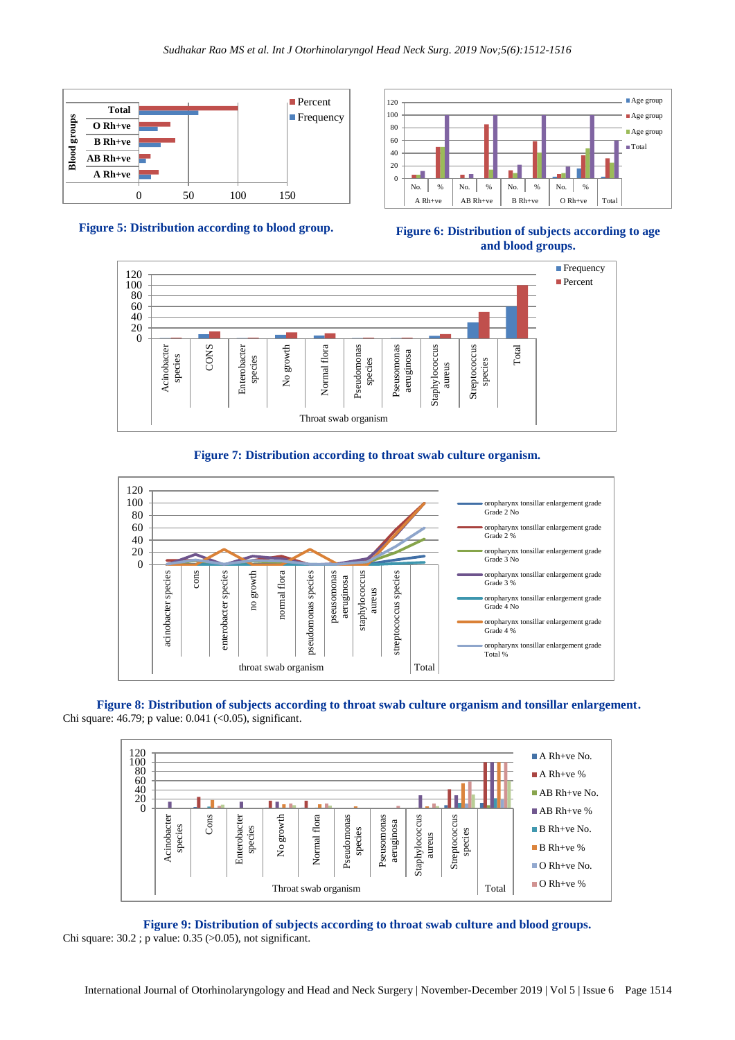**Figure 5: Distribution according to blood group.**

**Figure 6: Distribution of subjects according to age and blood groups.**

**Figure 7: Distribution according to throat swab culture organism.**

**Figure 8: Distribution of subjects according to throat swab culture organism and tonsillar enlargement.**

Chi square: 46.79; p value: 0.041 (<0.05), significant.

**Figure 9: Distribution of subjects according to throat swab culture and blood groups.**

Chi square: 30.2 ; p value: 0.35 (>0.05), not significant.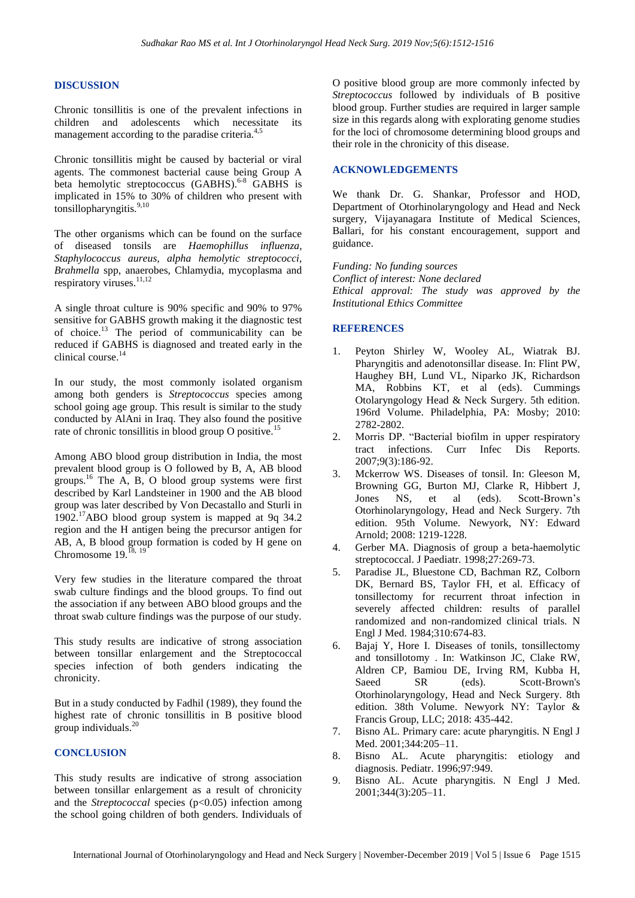## DISCUSSION

Chronic tonsillitis is one of the prevalent infections in children and adolescents which necessitate its management according to the paradise criteria.[4,5]

Chronic tonsillitis might be caused by bacterial or viral agents. The commonest bacterial cause being Group A beta hemolytic streptococcus (GABHS).[6-8] GABHS is implicated in 15% to 30% of children who present with tonsillopharyngitis.[9,10]

The other organisms which can be found on the surface of diseased tonsils are *Haemophillus influenza, Staphylococcus aureus, alpha hemolytic streptococci, Brahmella* spp, anaerobes, Chlamydia, mycoplasma and respiratory viruses.[11,12]

A single throat culture is 90% specific and 90% to 97% sensitive for GABHS growth making it the diagnostic test of choice.[13] The period of communicability can be reduced if GABHS is diagnosed and treated early in the clinical course.[14]

In our study, the most commonly isolated organism among both genders is *Streptococcus* species among school going age group. This result is similar to the study conducted by AlAni in Iraq. They also found the positive rate of chronic tonsillitis in blood group O positive.[15]

Among ABO blood group distribution in India, the most prevalent blood group is O followed by B, A, AB blood groups.[16] The A, B, O blood group systems were first described by Karl Landsteiner in 1900 and the AB blood group was later described by Von Decastallo and Sturli in 1902.[17]ABO blood group system is mapped at 9q 34.2 region and the H antigen being the precursor antigen for AB, A, B blood group formation is coded by H gene on Chromosome 19.[18, 19]

Very few studies in the literature compared the throat swab culture findings and the blood groups. To find out the association if any between ABO blood groups and the throat swab culture findings was the purpose of our study.

This study results are indicative of strong association between tonsillar enlargement and the Streptococcal species infection of both genders indicating the chronicity.

But in a study conducted by Fadhil (1989), they found the highest rate of chronic tonsillitis in B positive blood group individuals.[20]

## CONCLUSION

This study results are indicative of strong association between tonsillar enlargement as a result of chronicity and the *Streptococcal* species ($p<0.05$) infection among the school going children of both genders. Individuals of O positive blood group are more commonly infected by *Streptococcus* followed by individuals of B positive blood group. Further studies are required in larger sample size in this regards along with exploring genome studies for the loci of chromosome determining blood groups and their role in the chronicity of this disease.

## ACKNOWLEDGEMENTS

We thank Dr. G. Shankar, Professor and HOD, Department of Otorhinolaryngology and Head and Neck surgery, Vijayanagara Institute of Medical Sciences, Ballari, for his constant encouragement, support and guidance.

*Funding: No funding sources*
*Conflict of interest: None declared*
*Ethical approval: The study was approved by the Institutional Ethics Committee*

## REFERENCES

1. Peyton Shirley W, Wooley AL, Wiatrak BJ. Pharyngitis and adenotonsillar disease. In: Flint PW, Haughey BH, Lund VL, Niparko JK, Richardson MA, Robbins KT, et al (eds). Cummings Otolaryngology Head & Neck Surgery. 5th edition. 196rd Volume. Philadelphia, PA: Mosby; 2010: 2782-2802.
2. Morris DP. "Bacterial biofilm in upper respiratory tract infections. Curr Infec Dis Reports. 2007;9(3):186-92.
3. Mckerrow WS. Diseases of tonsil. In: Gleeson M, Browning GG, Burton MJ, Clarke R, Hibbert J, Jones NS, et al (eds). Scott-Brown's Otorhinolaryngology, Head and Neck Surgery. 7th edition. 95th Volume. Newyork, NY: Edward Arnold; 2008: 1219-1228.
4. Gerber MA. Diagnosis of group a beta-haemolytic streptococcal. J Paediatr. 1998;27:269-73.
5. Paradise JL, Bluestone CD, Bachman RZ, Colborn DK, Bernard BS, Taylor FH, et al. Efficacy of tonsillectomy for recurrent throat infection in severely affected children: results of parallel randomized and non-randomized clinical trials. N Engl J Med. 1984;310:674-83.
6. Bajaj Y, Hore I. Diseases of tonils, tonsillectomy and tonsillotomy . In: Watkinson JC, Clake RW, Aldren CP, Bamiou DE, Irving RM, Kubba H, Saeed SR (eds). Scott-Brown's Otorhinolaryngology, Head and Neck Surgery. 8th edition. 38th Volume. Newyork NY: Taylor & Francis Group, LLC; 2018: 435-442.
7. Bisno AL. Primary care: acute pharyngitis. N Engl J Med. 2001;344:205–11.
8. Bisno AL. Acute pharyngitis: etiology and diagnosis. Pediatr. 1996;97:949.
9. Bisno AL. Acute pharyngitis. N Engl J Med. 2001;344(3):205–11.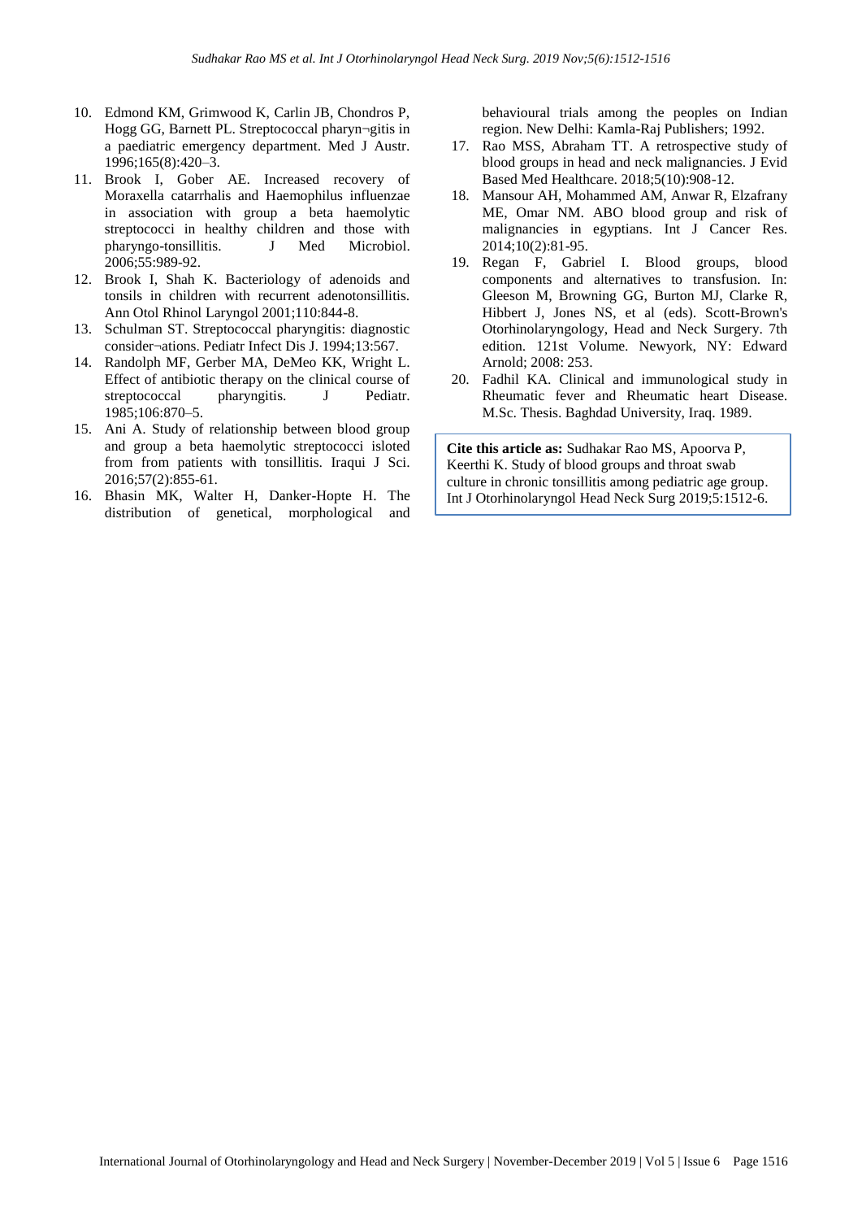10. Edmond KM, Grimwood K, Carlin JB, Chondros P, Hogg GG, Barnett PL. Streptococcal pharyn¬gitis in a paediatric emergency department. Med J Austr. 1996;165(8):420–3.
11. Brook I, Gober AE. Increased recovery of Moraxella catarrhalis and Haemophilus influenzae in association with group a beta haemolytic streptococci in healthy children and those with pharyngo-tonsillitis. J Med Microbiol. 2006;55:989-92.
12. Brook I, Shah K. Bacteriology of adenoids and tonsils in children with recurrent adenotonsillitis. Ann Otol Rhinol Laryngol 2001;110:844-8.
13. Schulman ST. Streptococcal pharyngitis: diagnostic consider¬ations. Pediatr Infect Dis J. 1994;13:567.
14. Randolph MF, Gerber MA, DeMeo KK, Wright L. Effect of antibiotic therapy on the clinical course of streptococcal pharyngitis. J Pediatr. 1985;106:870–5.
15. Ani A. Study of relationship between blood group and group a beta haemolytic streptococci isloted from from patients with tonsillitis. Iraqui J Sci. 2016;57(2):855-61.
16. Bhasin MK, Walter H, Danker-Hopte H. The distribution of genetical, morphological and behavioural trials among the peoples on Indian region. New Delhi: Kamla-Raj Publishers; 1992.
17. Rao MSS, Abraham TT. A retrospective study of blood groups in head and neck malignancies. J Evid Based Med Healthcare. 2018;5(10):908-12.
18. Mansour AH, Mohammed AM, Anwar R, Elzafrany ME, Omar NM. ABO blood group and risk of malignancies in egyptians. Int J Cancer Res. 2014;10(2):81-95.
19. Regan F, Gabriel I. Blood groups, blood components and alternatives to transfusion. In: Gleeson M, Browning GG, Burton MJ, Clarke R, Hibbert J, Jones NS, et al (eds). Scott-Brown's Otorhinolaryngology, Head and Neck Surgery. 7th edition. 121st Volume. Newyork, NY: Edward Arnold; 2008: 253.
20. Fadhil KA. Clinical and immunological study in Rheumatic fever and Rheumatic heart Disease. M.Sc. Thesis. Baghdad University, Iraq. 1989.

**Cite this article as:** Sudhakar Rao MS, Apoorva P, Keerthi K. Study of blood groups and throat swab culture in chronic tonsillitis among pediatric age group. Int J Otorhinolaryngol Head Neck Surg 2019;5:1512-6.